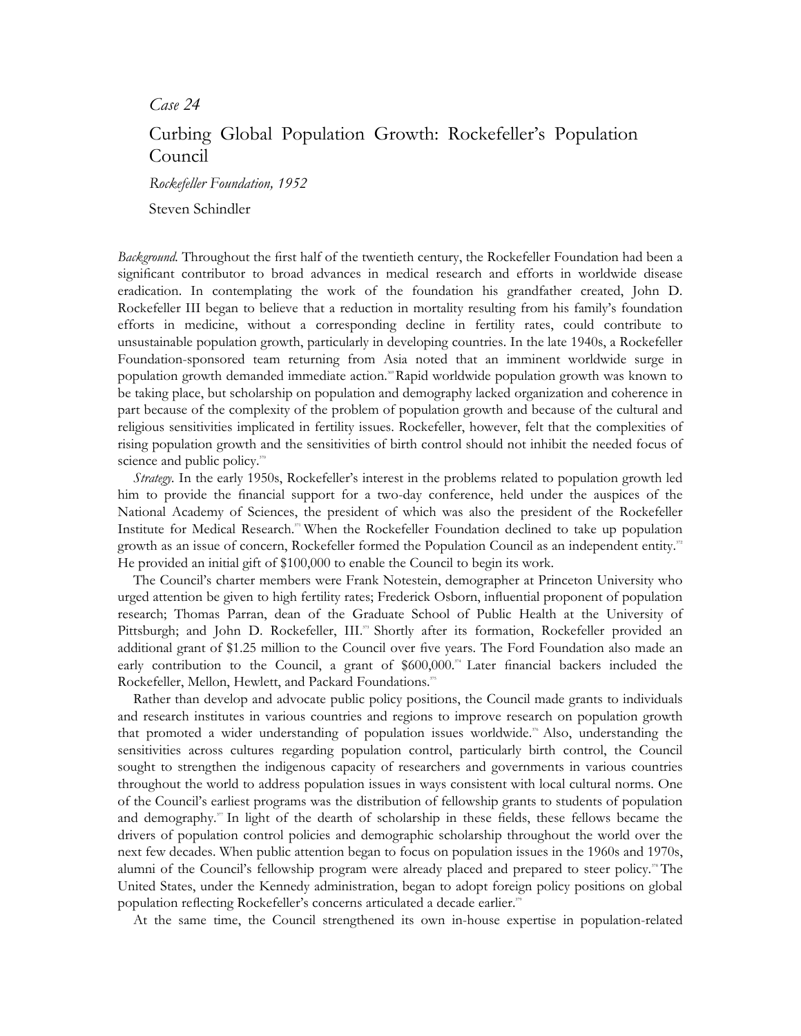*Case 24*

# Curbing Global Population Growth: Rockefeller's Population Council

*Rockefeller Foundation, 1952*

Steven Schindler

*Background.* Throughout the first half of the twentieth century, the Rockefeller Foundation had been a significant contributor to broad advances in medical research and efforts in worldwide disease eradication. In contemplating the work of the foundation his grandfather created, John D. Rockefeller III began to believe that a reduction in mortality resulting from his family's foundation efforts in medicine, without a corresponding decline in fertility rates, could contribute to unsustainable population growth, particularly in developing countries. In the late 1940s, a Rockefeller Foundation-sponsored team returning from Asia noted that an imminent worldwide surge in population growth demanded immediate action.[369] Rapid worldwide population growth was known to be taking place, but scholarship on population and demography lacked organization and coherence in part because of the complexity of the problem of population growth and because of the cultural and religious sensitivities implicated in fertility issues. Rockefeller, however, felt that the complexities of rising population growth and the sensitivities of birth control should not inhibit the needed focus of science and public policy.[370]

*Strategy.* In the early 1950s, Rockefeller's interest in the problems related to population growth led him to provide the financial support for a two-day conference, held under the auspices of the National Academy of Sciences, the president of which was also the president of the Rockefeller Institute for Medical Research.[371] When the Rockefeller Foundation declined to take up population growth as an issue of concern, Rockefeller formed the Population Council as an independent entity.[372] He provided an initial gift of $100,000 to enable the Council to begin its work.

The Council's charter members were Frank Notestein, demographer at Princeton University who urged attention be given to high fertility rates; Frederick Osborn, influential proponent of population research; Thomas Parran, dean of the Graduate School of Public Health at the University of Pittsburgh; and John D. Rockefeller, III.[373] Shortly after its formation, Rockefeller provided an additional grant of $1.25 million to the Council over five years. The Ford Foundation also made an early contribution to the Council, a grant of $600,000.[374] Later financial backers included the Rockefeller, Mellon, Hewlett, and Packard Foundations.[375]

Rather than develop and advocate public policy positions, the Council made grants to individuals and research institutes in various countries and regions to improve research on population growth that promoted a wider understanding of population issues worldwide.[376] Also, understanding the sensitivities across cultures regarding population control, particularly birth control, the Council sought to strengthen the indigenous capacity of researchers and governments in various countries throughout the world to address population issues in ways consistent with local cultural norms. One of the Council's earliest programs was the distribution of fellowship grants to students of population and demography.[377] In light of the dearth of scholarship in these fields, these fellows became the drivers of population control policies and demographic scholarship throughout the world over the next few decades. When public attention began to focus on population issues in the 1960s and 1970s, alumni of the Council's fellowship program were already placed and prepared to steer policy.[378] The United States, under the Kennedy administration, began to adopt foreign policy positions on global population reflecting Rockefeller's concerns articulated a decade earlier.[379]

At the same time, the Council strengthened its own in-house expertise in population-related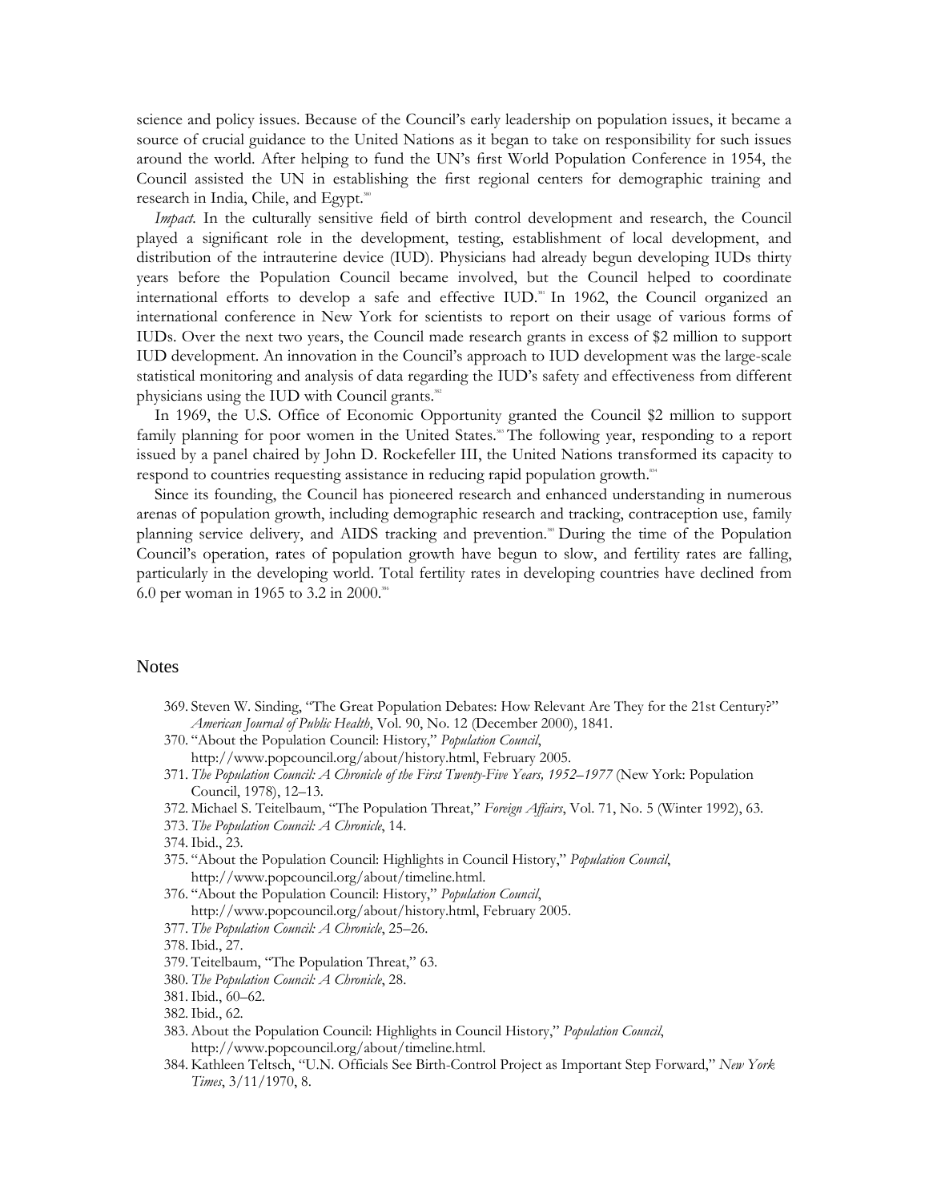science and policy issues. Because of the Council's early leadership on population issues, it became a source of crucial guidance to the United Nations as it began to take on responsibility for such issues around the world. After helping to fund the UN's first World Population Conference in 1954, the Council assisted the UN in establishing the first regional centers for demographic training and research in India, Chile, and Egypt.[380]

*Impact.* In the culturally sensitive field of birth control development and research, the Council played a significant role in the development, testing, establishment of local development, and distribution of the intrauterine device (IUD). Physicians had already begun developing IUDs thirty years before the Population Council became involved, but the Council helped to coordinate international efforts to develop a safe and effective IUD.[381] In 1962, the Council organized an international conference in New York for scientists to report on their usage of various forms of IUDs. Over the next two years, the Council made research grants in excess of $2 million to support IUD development. An innovation in the Council's approach to IUD development was the large-scale statistical monitoring and analysis of data regarding the IUD's safety and effectiveness from different physicians using the IUD with Council grants.[382]

In 1969, the U.S. Office of Economic Opportunity granted the Council $2 million to support family planning for poor women in the United States.[383] The following year, responding to a report issued by a panel chaired by John D. Rockefeller III, the United Nations transformed its capacity to respond to countries requesting assistance in reducing rapid population growth.[384]

Since its founding, the Council has pioneered research and enhanced understanding in numerous arenas of population growth, including demographic research and tracking, contraception use, family planning service delivery, and AIDS tracking and prevention.[385] During the time of the Population Council's operation, rates of population growth have begun to slow, and fertility rates are falling, particularly in the developing world. Total fertility rates in developing countries have declined from 6.0 per woman in 1965 to 3.2 in 2000.[386]

## Notes

369. Steven W. Sinding, "The Great Population Debates: How Relevant Are They for the 21st Century?" *American Journal of Public Health*, Vol. 90, No. 12 (December 2000), 1841.
370. "About the Population Council: History," *Population Council*, http://www.popcouncil.org/about/history.html, February 2005.
371. *The Population Council: A Chronicle of the First Twenty-Five Years, 1952–1977* (New York: Population Council, 1978), 12–13.
372. Michael S. Teitelbaum, "The Population Threat," *Foreign Affairs*, Vol. 71, No. 5 (Winter 1992), 63.
373. *The Population Council: A Chronicle*, 14.
374. Ibid., 23.
375. "About the Population Council: Highlights in Council History," *Population Council*, http://www.popcouncil.org/about/timeline.html.
376. "About the Population Council: History," *Population Council*, http://www.popcouncil.org/about/history.html, February 2005.
377. *The Population Council: A Chronicle*, 25–26.
378. Ibid., 27.
379. Teitelbaum, "The Population Threat," 63.
380. *The Population Council: A Chronicle*, 28.
381. Ibid., 60–62.
382. Ibid., 62.
383. About the Population Council: Highlights in Council History," *Population Council*, http://www.popcouncil.org/about/timeline.html.
384. Kathleen Teltsch, "U.N. Officials See Birth-Control Project as Important Step Forward," *New York Times*, 3/11/1970, 8.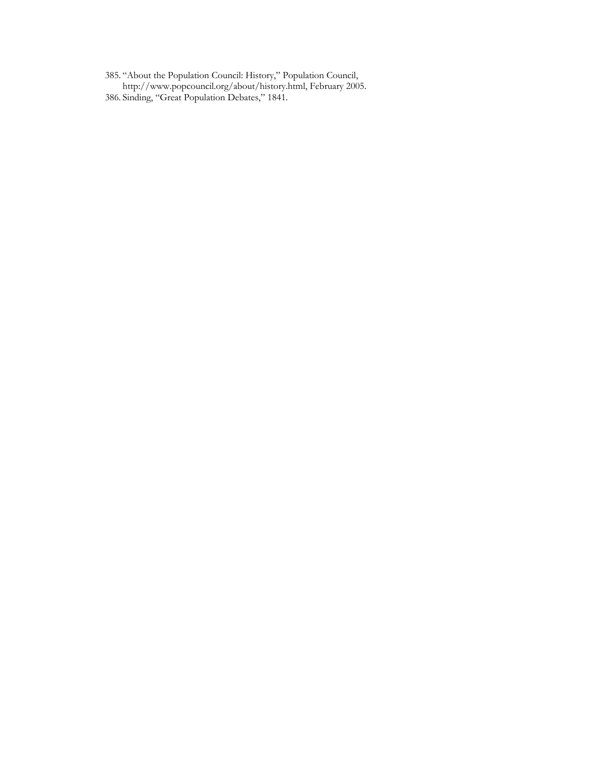385. "About the Population Council: History," Population Council, http://www.popcouncil.org/about/history.html, February 2005.
386. Sinding, "Great Population Debates," 1841.